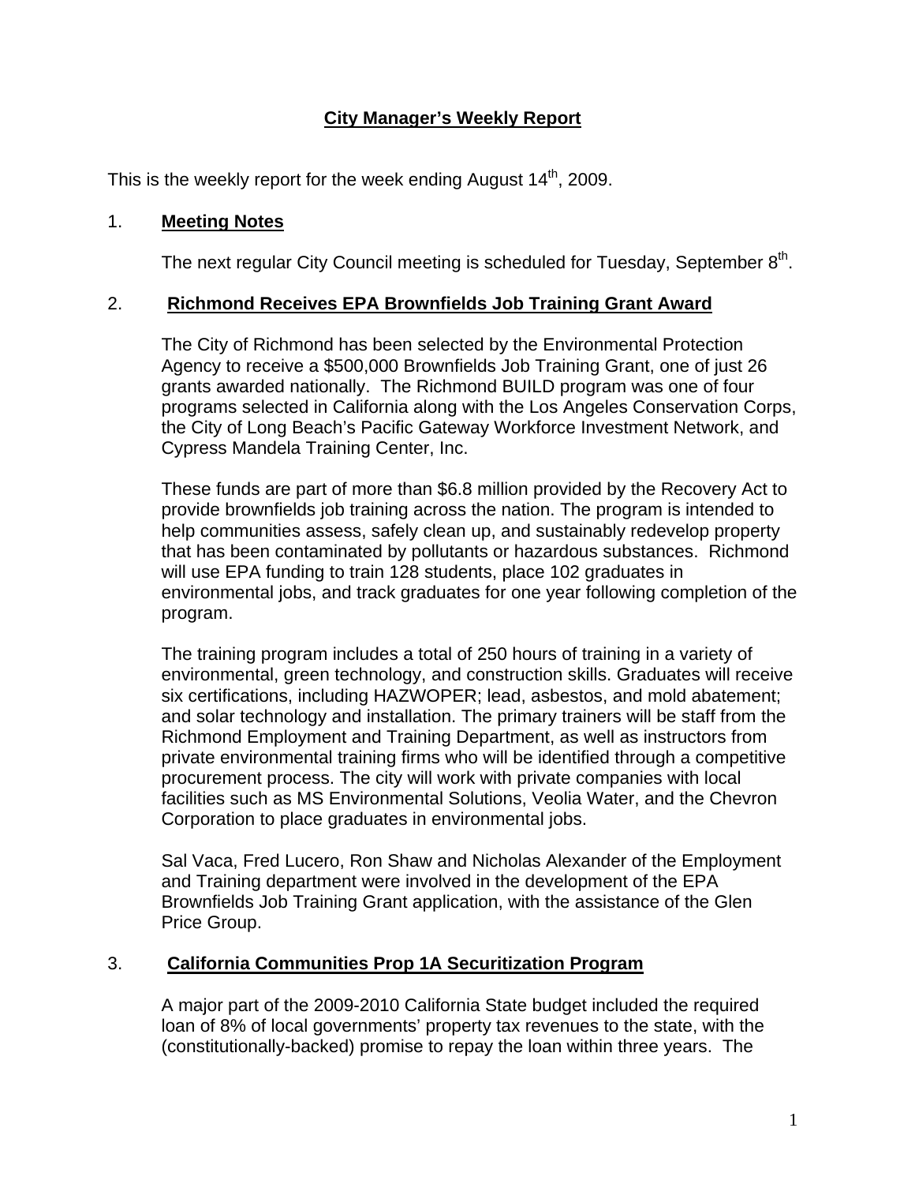# City Manager's Weekly Report

This is the weekly report for the week ending August 14th, 2009.

## 1. Meeting Notes

The next regular City Council meeting is scheduled for Tuesday, September 8th.

## 2. Richmond Receives EPA Brownfields Job Training Grant Award

The City of Richmond has been selected by the Environmental Protection Agency to receive a $500,000 Brownfields Job Training Grant, one of just 26 grants awarded nationally. The Richmond BUILD program was one of four programs selected in California along with the Los Angeles Conservation Corps, the City of Long Beach's Pacific Gateway Workforce Investment Network, and Cypress Mandela Training Center, Inc.

These funds are part of more than $6.8 million provided by the Recovery Act to provide brownfields job training across the nation. The program is intended to help communities assess, safely clean up, and sustainably redevelop property that has been contaminated by pollutants or hazardous substances. Richmond will use EPA funding to train 128 students, place 102 graduates in environmental jobs, and track graduates for one year following completion of the program.

The training program includes a total of 250 hours of training in a variety of environmental, green technology, and construction skills. Graduates will receive six certifications, including HAZWOPER; lead, asbestos, and mold abatement; and solar technology and installation. The primary trainers will be staff from the Richmond Employment and Training Department, as well as instructors from private environmental training firms who will be identified through a competitive procurement process. The city will work with private companies with local facilities such as MS Environmental Solutions, Veolia Water, and the Chevron Corporation to place graduates in environmental jobs.

Sal Vaca, Fred Lucero, Ron Shaw and Nicholas Alexander of the Employment and Training department were involved in the development of the EPA Brownfields Job Training Grant application, with the assistance of the Glen Price Group.

## 3. California Communities Prop 1A Securitization Program

A major part of the 2009-2010 California State budget included the required loan of 8% of local governments' property tax revenues to the state, with the (constitutionally-backed) promise to repay the loan within three years. The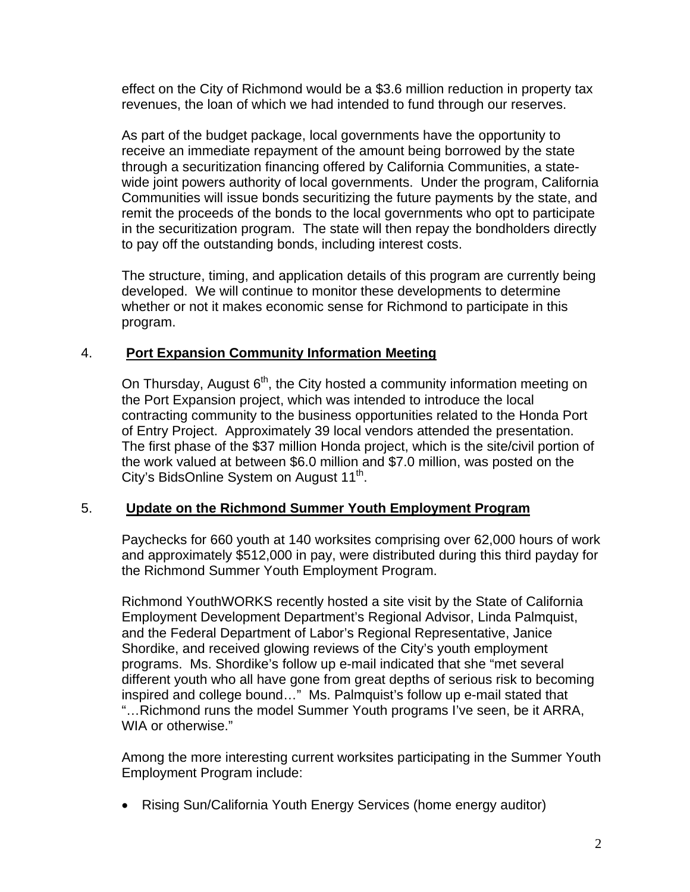effect on the City of Richmond would be a $3.6 million reduction in property tax revenues, the loan of which we had intended to fund through our reserves.

As part of the budget package, local governments have the opportunity to receive an immediate repayment of the amount being borrowed by the state through a securitization financing offered by California Communities, a state-wide joint powers authority of local governments. Under the program, California Communities will issue bonds securitizing the future payments by the state, and remit the proceeds of the bonds to the local governments who opt to participate in the securitization program. The state will then repay the bondholders directly to pay off the outstanding bonds, including interest costs.

The structure, timing, and application details of this program are currently being developed. We will continue to monitor these developments to determine whether or not it makes economic sense for Richmond to participate in this program.

4. **Port Expansion Community Information Meeting**

On Thursday, August 6th, the City hosted a community information meeting on the Port Expansion project, which was intended to introduce the local contracting community to the business opportunities related to the Honda Port of Entry Project. Approximately 39 local vendors attended the presentation. The first phase of the $37 million Honda project, which is the site/civil portion of the work valued at between $6.0 million and $7.0 million, was posted on the City's BidsOnline System on August 11th.

5. **Update on the Richmond Summer Youth Employment Program**

Paychecks for 660 youth at 140 worksites comprising over 62,000 hours of work and approximately $512,000 in pay, were distributed during this third payday for the Richmond Summer Youth Employment Program.

Richmond YouthWORKS recently hosted a site visit by the State of California Employment Development Department's Regional Advisor, Linda Palmquist, and the Federal Department of Labor's Regional Representative, Janice Shordike, and received glowing reviews of the City's youth employment programs. Ms. Shordike's follow up e-mail indicated that she "met several different youth who all have gone from great depths of serious risk to becoming inspired and college bound…" Ms. Palmquist's follow up e-mail stated that "…Richmond runs the model Summer Youth programs I've seen, be it ARRA, WIA or otherwise."

Among the more interesting current worksites participating in the Summer Youth Employment Program include:

- Rising Sun/California Youth Energy Services (home energy auditor)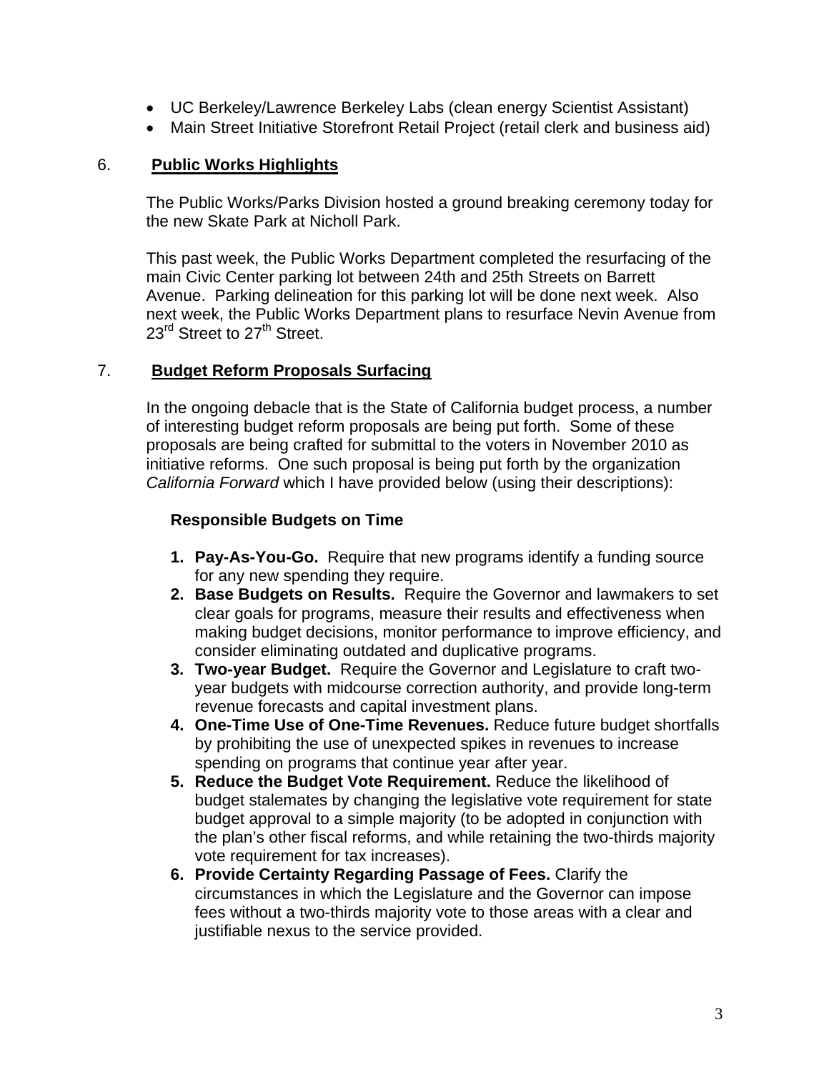- UC Berkeley/Lawrence Berkeley Labs (clean energy Scientist Assistant)
- Main Street Initiative Storefront Retail Project (retail clerk and business aid)

6. **Public Works Highlights**

The Public Works/Parks Division hosted a ground breaking ceremony today for the new Skate Park at Nicholl Park.

This past week, the Public Works Department completed the resurfacing of the main Civic Center parking lot between 24th and 25th Streets on Barrett Avenue. Parking delineation for this parking lot will be done next week. Also next week, the Public Works Department plans to resurface Nevin Avenue from 23rd Street to 27th Street.

7. **Budget Reform Proposals Surfacing**

In the ongoing debacle that is the State of California budget process, a number of interesting budget reform proposals are being put forth. Some of these proposals are being crafted for submittal to the voters in November 2010 as initiative reforms. One such proposal is being put forth by the organization *California Forward* which I have provided below (using their descriptions):

**Responsible Budgets on Time**

1. **Pay-As-You-Go.** Require that new programs identify a funding source for any new spending they require.
2. **Base Budgets on Results.** Require the Governor and lawmakers to set clear goals for programs, measure their results and effectiveness when making budget decisions, monitor performance to improve efficiency, and consider eliminating outdated and duplicative programs.
3. **Two-year Budget.** Require the Governor and Legislature to craft two-year budgets with midcourse correction authority, and provide long-term revenue forecasts and capital investment plans.
4. **One-Time Use of One-Time Revenues.** Reduce future budget shortfalls by prohibiting the use of unexpected spikes in revenues to increase spending on programs that continue year after year.
5. **Reduce the Budget Vote Requirement.** Reduce the likelihood of budget stalemates by changing the legislative vote requirement for state budget approval to a simple majority (to be adopted in conjunction with the plan's other fiscal reforms, and while retaining the two-thirds majority vote requirement for tax increases).
6. **Provide Certainty Regarding Passage of Fees.** Clarify the circumstances in which the Legislature and the Governor can impose fees without a two-thirds majority vote to those areas with a clear and justifiable nexus to the service provided.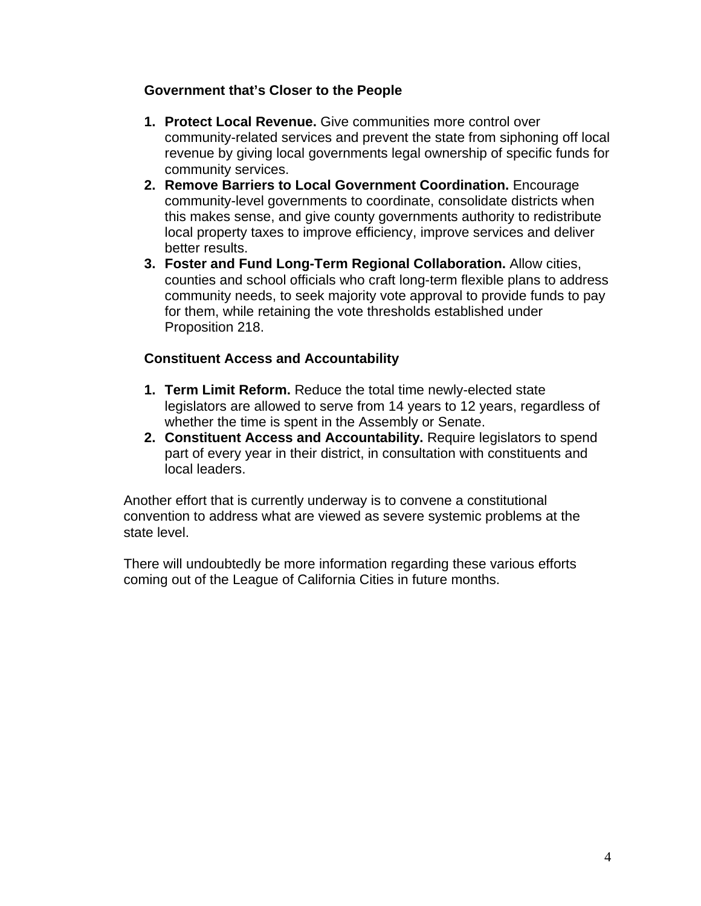**Government that's Closer to the People**

1. **Protect Local Revenue.** Give communities more control over community-related services and prevent the state from siphoning off local revenue by giving local governments legal ownership of specific funds for community services.
2. **Remove Barriers to Local Government Coordination.** Encourage community-level governments to coordinate, consolidate districts when this makes sense, and give county governments authority to redistribute local property taxes to improve efficiency, improve services and deliver better results.
3. **Foster and Fund Long-Term Regional Collaboration.** Allow cities, counties and school officials who craft long-term flexible plans to address community needs, to seek majority vote approval to provide funds to pay for them, while retaining the vote thresholds established under Proposition 218.

**Constituent Access and Accountability**

1. **Term Limit Reform.** Reduce the total time newly-elected state legislators are allowed to serve from 14 years to 12 years, regardless of whether the time is spent in the Assembly or Senate.
2. **Constituent Access and Accountability.** Require legislators to spend part of every year in their district, in consultation with constituents and local leaders.

Another effort that is currently underway is to convene a constitutional convention to address what are viewed as severe systemic problems at the state level.

There will undoubtedly be more information regarding these various efforts coming out of the League of California Cities in future months.